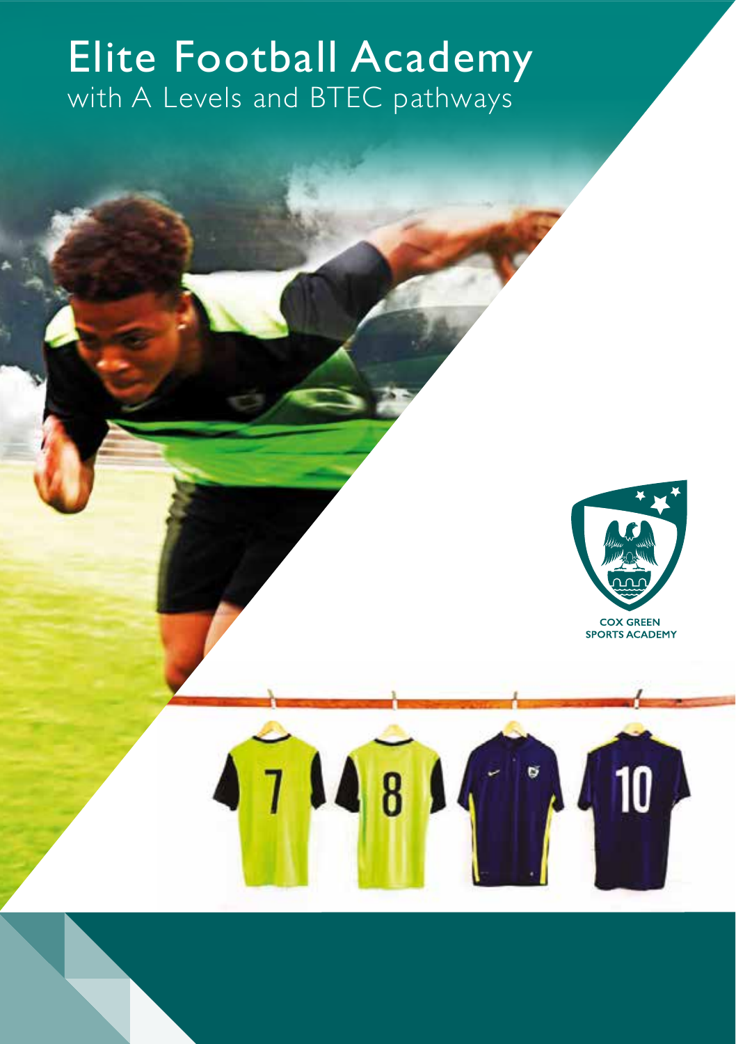# Elite Football Academy

with A Levels and BTEC pathways

COX GREEN SPORTS ACADEMY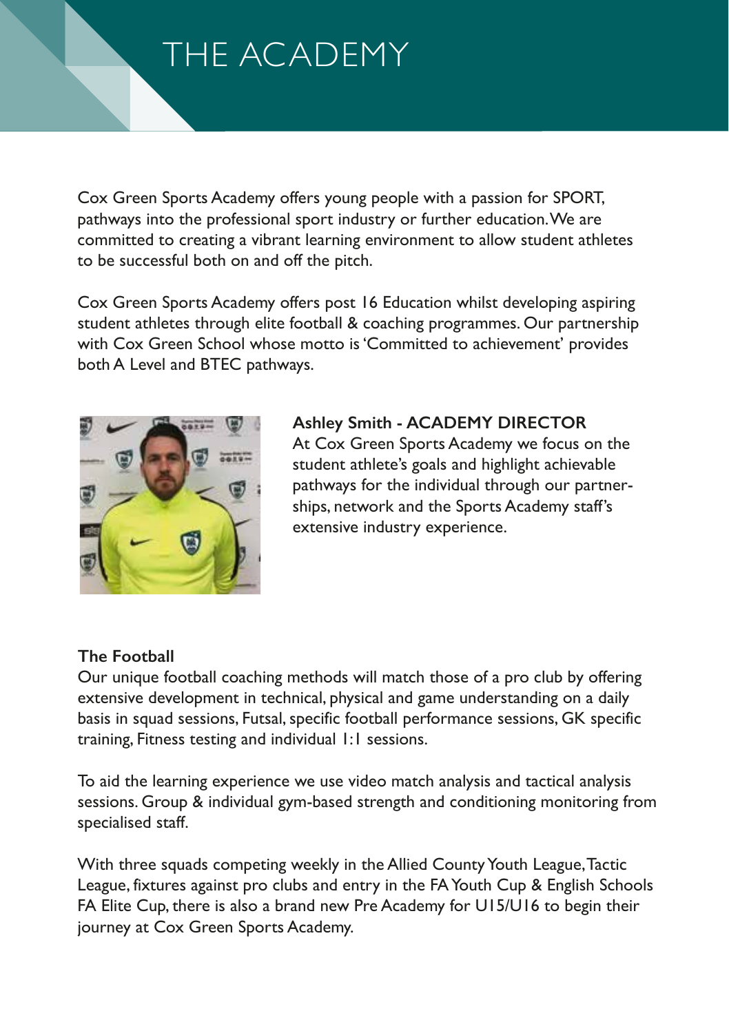# THE ACADEMY

Cox Green Sports Academy offers young people with a passion for SPORT, pathways into the professional sport industry or further education. We are committed to creating a vibrant learning environment to allow student athletes to be successful both on and off the pitch.

Cox Green Sports Academy offers post 16 Education whilst developing aspiring student athletes through elite football & coaching programmes. Our partnership with Cox Green School whose motto is 'Committed to achievement' provides both A Level and BTEC pathways.

**Ashley Smith - ACADEMY DIRECTOR**
At Cox Green Sports Academy we focus on the student athlete's goals and highlight achievable pathways for the individual through our partnerships, network and the Sports Academy staff's extensive industry experience.

**The Football**
Our unique football coaching methods will match those of a pro club by offering extensive development in technical, physical and game understanding on a daily basis in squad sessions, Futsal, specific football performance sessions, GK specific training, Fitness testing and individual 1:1 sessions.

To aid the learning experience we use video match analysis and tactical analysis sessions. Group & individual gym-based strength and conditioning monitoring from specialised staff.

With three squads competing weekly in the Allied County Youth League, Tactic League, fixtures against pro clubs and entry in the FA Youth Cup & English Schools FA Elite Cup, there is also a brand new Pre Academy for U15/U16 to begin their journey at Cox Green Sports Academy.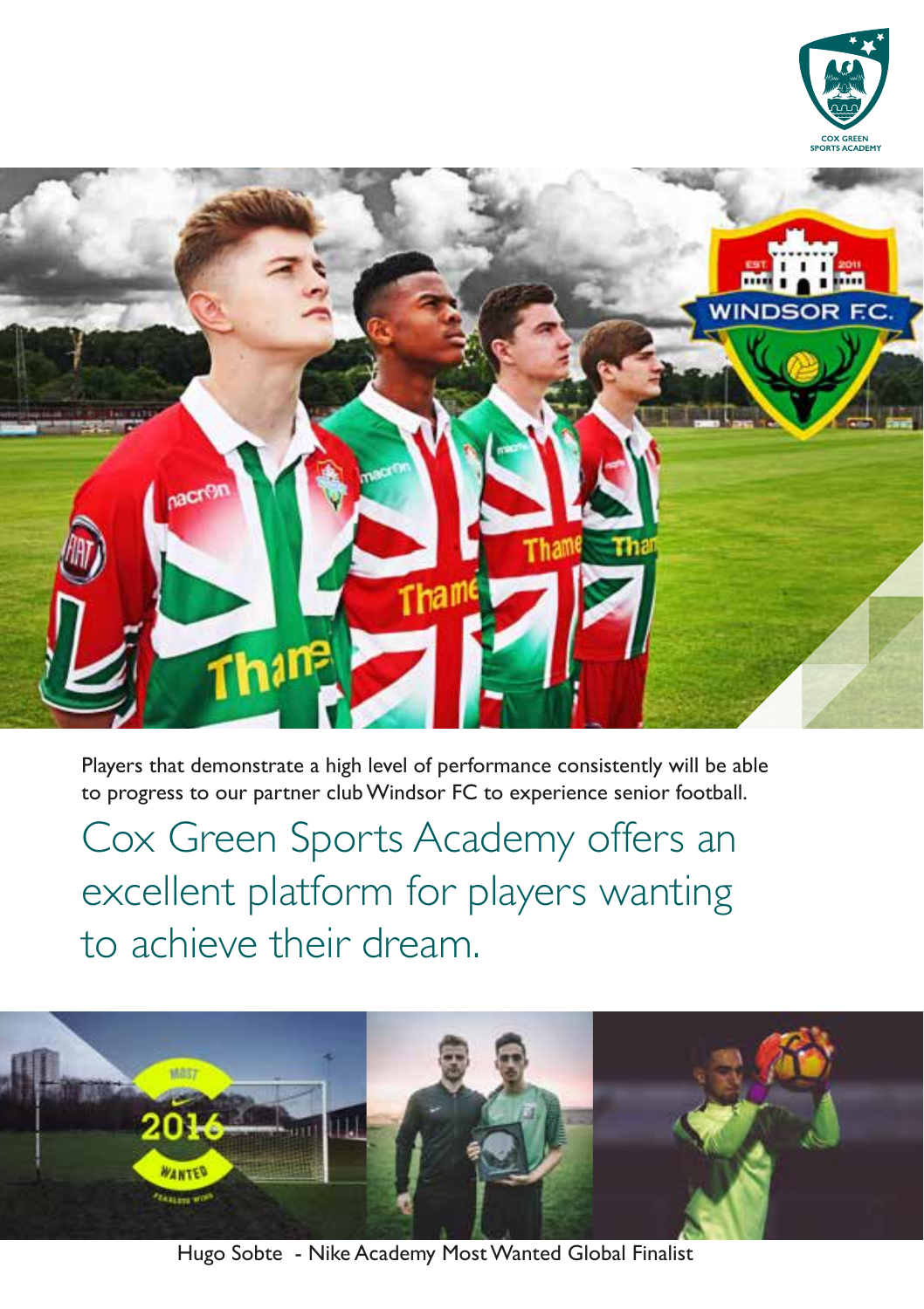Players that demonstrate a high level of performance consistently will be able to progress to our partner club Windsor FC to experience senior football.

## Cox Green Sports Academy offers an excellent platform for players wanting to achieve their dream.

Hugo Sobte - Nike Academy Most Wanted Global Finalist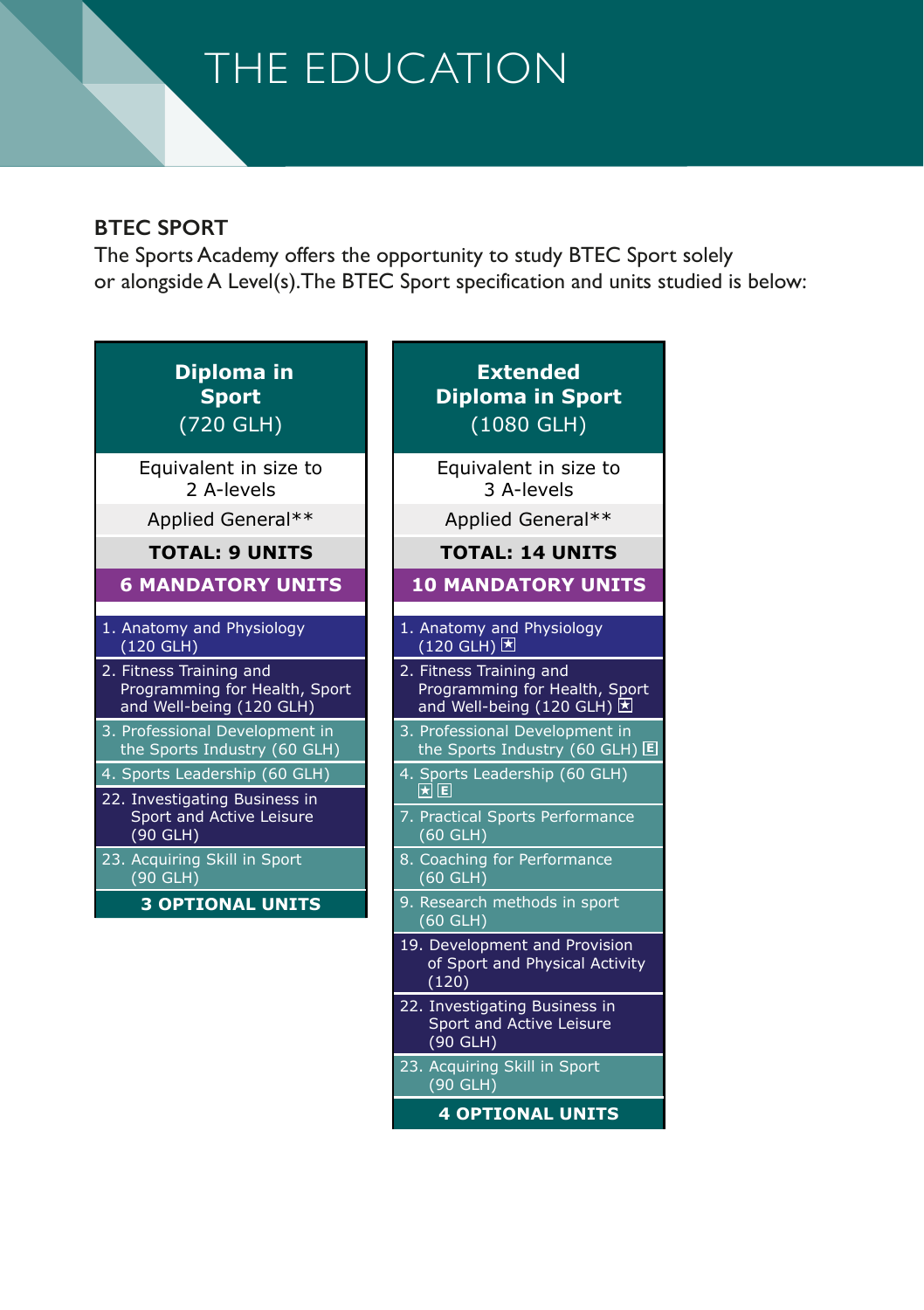# THE EDUCATION

**BTEC SPORT**

The Sports Academy offers the opportunity to study BTEC Sport solely or alongside A Level(s). The BTEC Sport specification and units studied is below:

| **Diploma in Sport** (720 GLH) |
|---|
| Equivalent in size to 2 A-levels |
| Applied General** |
| **TOTAL: 9 UNITS** |
| **6 MANDATORY UNITS** |
| 1. Anatomy and Physiology (120 GLH) |
| 2. Fitness Training and Programming for Health, Sport and Well-being (120 GLH) |
| 3. Professional Development in the Sports Industry (60 GLH) |
| 4. Sports Leadership (60 GLH) |
| 22. Investigating Business in Sport and Active Leisure (90 GLH) |
| 23. Acquiring Skill in Sport (90 GLH) |
| **3 OPTIONAL UNITS** |

| **Extended Diploma in Sport** (1080 GLH) |
|---|
| Equivalent in size to 3 A-levels |
| Applied General** |
| **TOTAL: 14 UNITS** |
| **10 MANDATORY UNITS** |
| 1. Anatomy and Physiology (120 GLH) ★ |
| 2. Fitness Training and Programming for Health, Sport and Well-being (120 GLH) ★ |
| 3. Professional Development in the Sports Industry (60 GLH) E |
| 4. Sports Leadership (60 GLH) ★ E |
| 7. Practical Sports Performance (60 GLH) |
| 8. Coaching for Performance (60 GLH) |
| 9. Research methods in sport (60 GLH) |
| 19. Development and Provision of Sport and Physical Activity (120) |
| 22. Investigating Business in Sport and Active Leisure (90 GLH) |
| 23. Acquiring Skill in Sport (90 GLH) |
| **4 OPTIONAL UNITS** |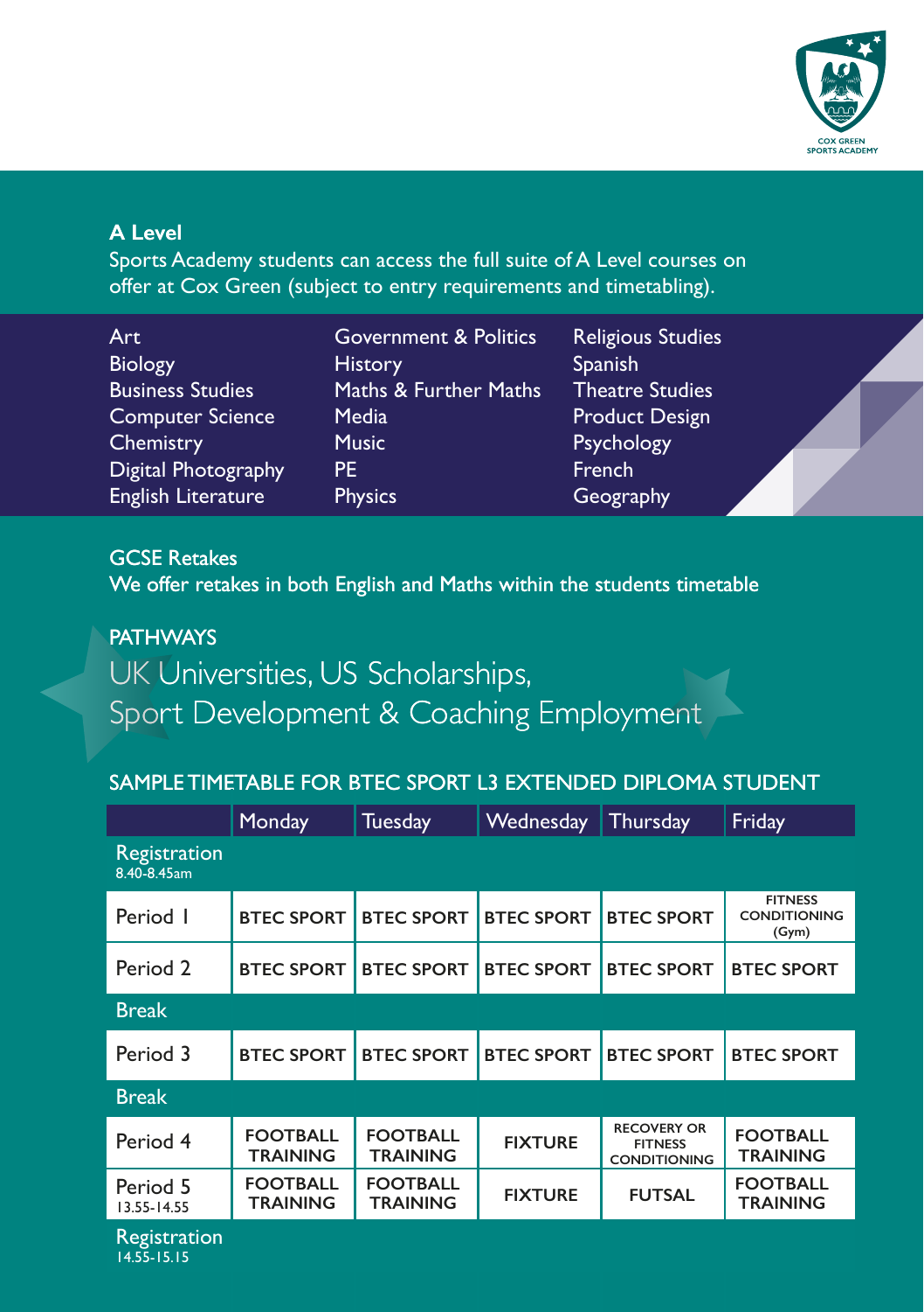COX GREEN SPORTS ACADEMY

## A Level

Sports Academy students can access the full suite of A Level courses on offer at Cox Green (subject to entry requirements and timetabling).

- Art
- Biology
- Business Studies
- Computer Science
- Chemistry
- Digital Photography
- English Literature
- Government & Politics
- History
- Maths & Further Maths
- Media
- Music
- PE
- Physics
- Religious Studies
- Spanish
- Theatre Studies
- Product Design
- Psychology
- French
- Geography

## GCSE Retakes

We offer retakes in both English and Maths within the students timetable

## PATHWAYS

UK Universities, US Scholarships, Sport Development & Coaching Employment

## SAMPLE TIMETABLE FOR BTEC SPORT L3 EXTENDED DIPLOMA STUDENT

| | Monday | Tuesday | Wednesday | Thursday | Friday |
|---|---|---|---|---|---|
| Registration 8.40-8.45am | | | | | |
| Period 1 | BTEC SPORT | BTEC SPORT | BTEC SPORT | BTEC SPORT | FITNESS CONDITIONING (Gym) |
| Period 2 | BTEC SPORT | BTEC SPORT | BTEC SPORT | BTEC SPORT | BTEC SPORT |
| Break | | | | | |
| Period 3 | BTEC SPORT | BTEC SPORT | BTEC SPORT | BTEC SPORT | BTEC SPORT |
| Break | | | | | |
| Period 4 | FOOTBALL TRAINING | FOOTBALL TRAINING | FIXTURE | RECOVERY OR FITNESS CONDITIONING | FOOTBALL TRAINING |
| Period 5 13.55-14.55 | FOOTBALL TRAINING | FOOTBALL TRAINING | FIXTURE | FUTSAL | FOOTBALL TRAINING |
| Registration 14.55-15.15 | | | | | |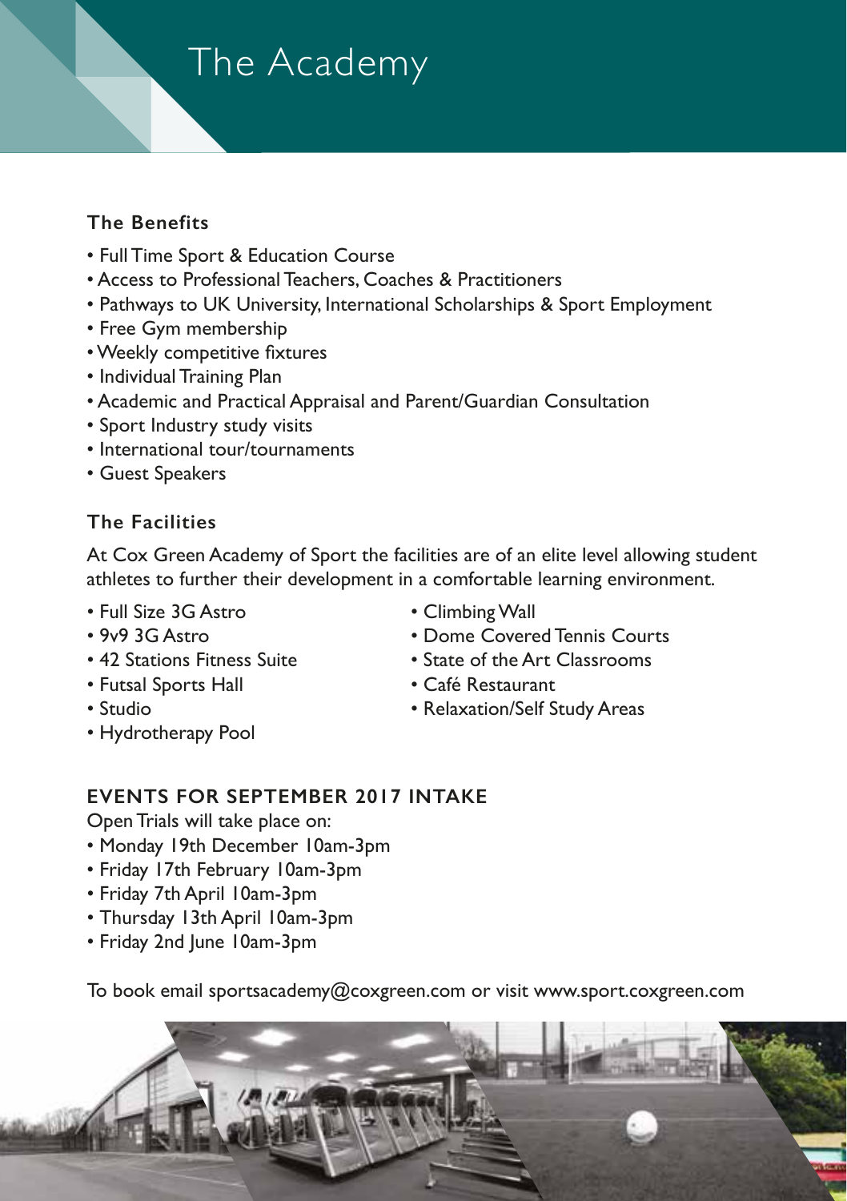# The Academy

## The Benefits

- Full Time Sport & Education Course
- Access to Professional Teachers, Coaches & Practitioners
- Pathways to UK University, International Scholarships & Sport Employment
- Free Gym membership
- Weekly competitive fixtures
- Individual Training Plan
- Academic and Practical Appraisal and Parent/Guardian Consultation
- Sport Industry study visits
- International tour/tournaments
- Guest Speakers

## The Facilities

At Cox Green Academy of Sport the facilities are of an elite level allowing student athletes to further their development in a comfortable learning environment.

- Full Size 3G Astro
- 9v9 3G Astro
- 42 Stations Fitness Suite
- Futsal Sports Hall
- Studio
- Hydrotherapy Pool
- Climbing Wall
- Dome Covered Tennis Courts
- State of the Art Classrooms
- Café Restaurant
- Relaxation/Self Study Areas

## EVENTS FOR SEPTEMBER 2017 INTAKE

Open Trials will take place on:

- Monday 19th December 10am-3pm
- Friday 17th February 10am-3pm
- Friday 7th April 10am-3pm
- Thursday 13th April 10am-3pm
- Friday 2nd June 10am-3pm

To book email sportsacademy@coxgreen.com or visit www.sport.coxgreen.com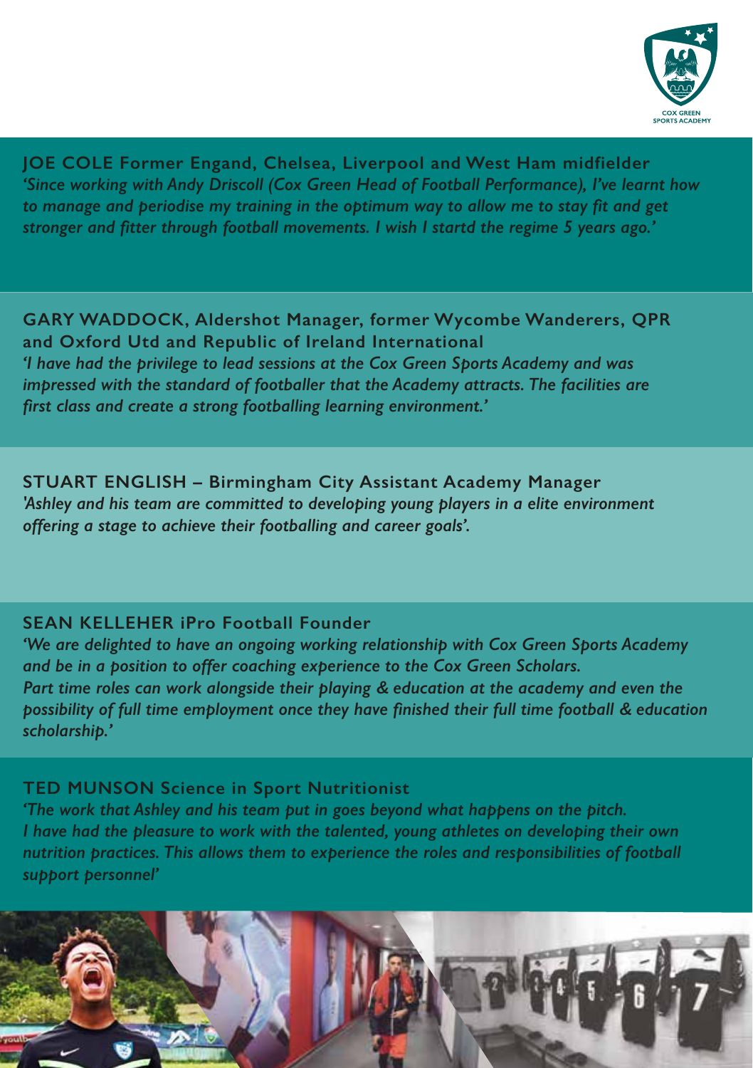**JOE COLE Former Engand, Chelsea, Liverpool and West Ham midfielder**
*'Since working with Andy Driscoll (Cox Green Head of Football Performance), I've learnt how to manage and periodise my training in the optimum way to allow me to stay fit and get stronger and fitter through football movements. I wish I startd the regime 5 years ago.'*

**GARY WADDOCK, Aldershot Manager, former Wycombe Wanderers, QPR and Oxford Utd and Republic of Ireland International**
*'I have had the privilege to lead sessions at the Cox Green Sports Academy and was impressed with the standard of footballer that the Academy attracts. The facilities are first class and create a strong footballing learning environment.'*

**STUART ENGLISH – Birmingham City Assistant Academy Manager**
*'Ashley and his team are committed to developing young players in a elite environment offering a stage to achieve their footballing and career goals'.*

**SEAN KELLEHER iPro Football Founder**
*'We are delighted to have an ongoing working relationship with Cox Green Sports Academy and be in a position to offer coaching experience to the Cox Green Scholars.*
*Part time roles can work alongside their playing & education at the academy and even the possibility of full time employment once they have finished their full time football & education scholarship.'*

**TED MUNSON Science in Sport Nutritionist**
*'The work that Ashley and his team put in goes beyond what happens on the pitch.*
*I have had the pleasure to work with the talented, young athletes on developing their own nutrition practices. This allows them to experience the roles and responsibilities of football support personnel'*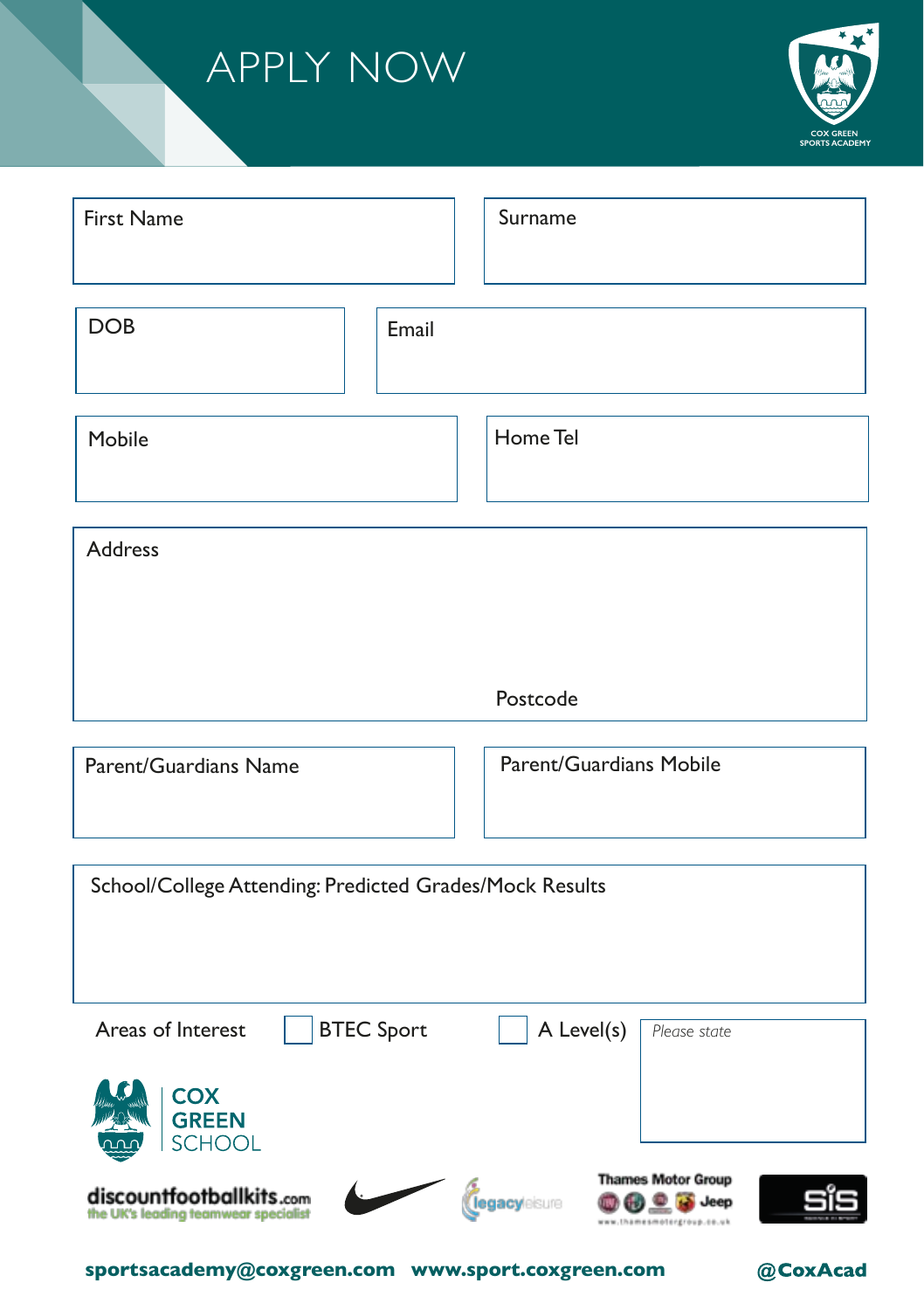# APPLY NOW

COX GREEN SPORTS ACADEMY

First Name

Surname

DOB

Email

Mobile

Home Tel

Address

Postcode

Parent/Guardians Name

Parent/Guardians Mobile

School/College Attending: Predicted Grades/Mock Results

Areas of Interest ☐ BTEC Sport ☐ A Level(s) *Please state*

COX GREEN SCHOOL

discountfootballkits.com the UK's leading teamwear specialist

legacyleisure

Thames Motor Group Jeep www.thamesmotorgroup.co.uk

SiS

**sportsacademy@coxgreen.com** **www.sport.coxgreen.com** **@CoxAcad**